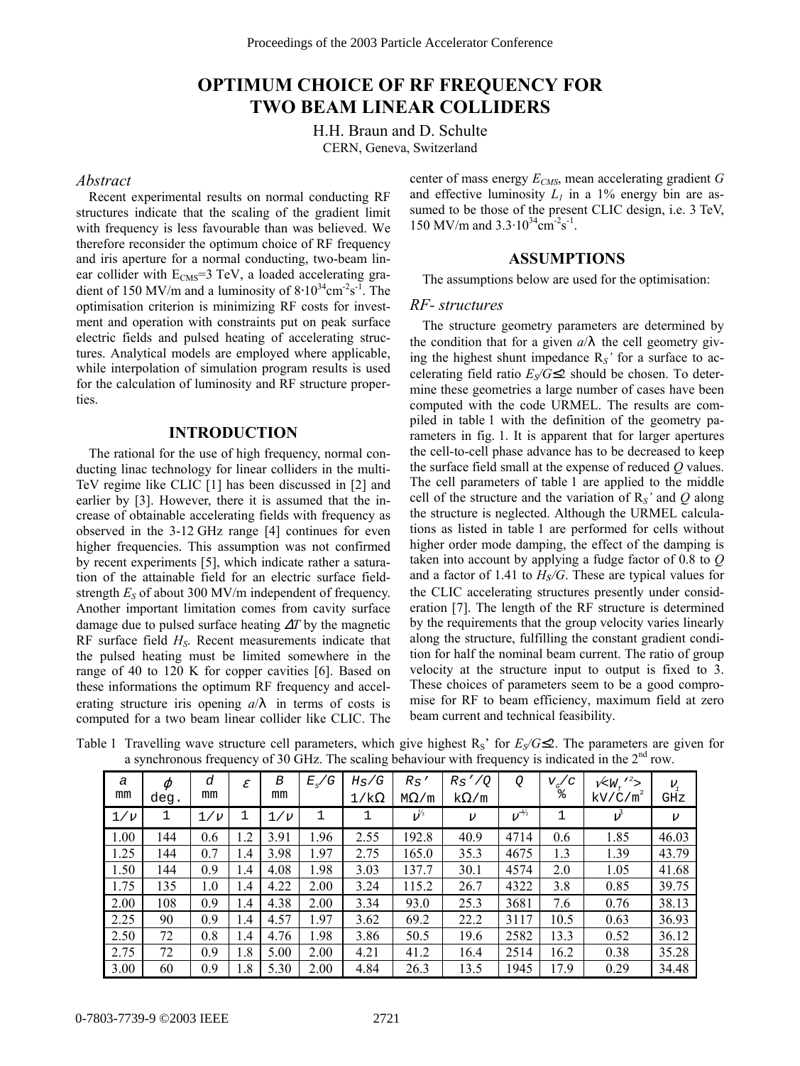# OPTIMUM CHOICE OF RF FREQUENCY FOR TWO BEAM LINEAR COLLIDERS

H.H. Braun and D. Schulte
CERN, Geneva, Switzerland

## *Abstract*

Recent experimental results on normal conducting RF structures indicate that the scaling of the gradient limit with frequency is less favourable than was believed. We therefore reconsider the optimum choice of RF frequency and iris aperture for a normal conducting, two-beam linear collider with $E_{CMS}$=3 TeV, a loaded accelerating gradient of 150 MV/m and a luminosity of $8 \cdot 10^{34}$cm$^{-2}$s$^{-1}$. The optimisation criterion is minimizing RF costs for investment and operation with constraints put on peak surface electric fields and pulsed heating of accelerating structures. Analytical models are employed where applicable, while interpolation of simulation program results is used for the calculation of luminosity and RF structure properties.

## INTRODUCTION

The rational for the use of high frequency, normal conducting linac technology for linear colliders in the multi-TeV regime like CLIC [1] has been discussed in [2] and earlier by [3]. However, there it is assumed that the increase of obtainable accelerating fields with frequency as observed in the 3-12 GHz range [4] continues for even higher frequencies. This assumption was not confirmed by recent experiments [5], which indicate rather a saturation of the attainable field for an electric surface field-strength $E_S$ of about 300 MV/m independent of frequency. Another important limitation comes from cavity surface damage due to pulsed surface heating $\Delta T$ by the magnetic RF surface field $H_S$. Recent measurements indicate that the pulsed heating must be limited somewhere in the range of 40 to 120 K for copper cavities [6]. Based on these informations the optimum RF frequency and accelerating structure iris opening $a/\lambda$ in terms of costs is computed for a two beam linear collider like CLIC. The center of mass energy $E_{CMS}$, mean accelerating gradient $G$ and effective luminosity $L_1$ in a 1% energy bin are assumed to be those of the present CLIC design, i.e. 3 TeV, 150 MV/m and $3.3 \cdot 10^{34}$cm$^{-2}$s$^{-1}$.

## ASSUMPTIONS

The assumptions below are used for the optimisation:

### *RF- structures*

The structure geometry parameters are determined by the condition that for a given $a/\lambda$ the cell geometry giving the highest shunt impedance $R_S'$ for a surface to accelerating field ratio $E_S/G \leq 2$ should be chosen. To determine these geometries a large number of cases have been computed with the code URMEL. The results are compiled in table 1 with the definition of the geometry parameters in fig. 1. It is apparent that for larger apertures the cell-to-cell phase advance has to be decreased to keep the surface field small at the expense of reduced $Q$ values. The cell parameters of table 1 are applied to the middle cell of the structure and the variation of $R_S'$ and $Q$ along the structure is neglected. Although the URMEL calculations as listed in table 1 are performed for cells without higher order mode damping, the effect of the damping is taken into account by applying a fudge factor of 0.8 to $Q$ and a factor of 1.41 to $H_S/G$. These are typical values for the CLIC accelerating structures presently under consideration [7]. The length of the RF structure is determined by the requirements that the group velocity varies linearly along the structure, fulfilling the constant gradient condition for half the nominal beam current. The ratio of group velocity at the structure input to output is fixed to 3. These choices of parameters seem to be a good compromise for RF to beam efficiency, maximum field at zero beam current and technical feasibility.

Table 1 Travelling wave structure cell parameters, which give highest $R_S$' for $E_S/G \leq 2$. The parameters are given for a synchronous frequency of 30 GHz. The scaling behaviour with frequency is indicated in the 2[nd] row.

| $a$ mm | $\phi$ deg. | $d$ mm | $\varepsilon$ | $B$ mm | $E_s/G$ | $H_S/G$ 1/kΩ | $R_S'$ MΩ/m | $R_S'/Q$ kΩ/m | $Q$ | $v_g/c$ % | $\nu\langle W_T'^2\rangle$ kV/C/m$^2$ | $\nu_1$ GHz |
|---|---|---|---|---|---|---|---|---|---|---|---|---|
| $1/\nu$ | 1 | $1/\nu$ | 1 | $1/\nu$ | 1 | 1 | $\nu^{1/2}$ | $\nu$ | $\nu^{-1/2}$ | 1 | $\nu^3$ | $\nu$ |
| 1.00 | 144 | 0.6 | 1.2 | 3.91 | 1.96 | 2.55 | 192.8 | 40.9 | 4714 | 0.6 | 1.85 | 46.03 |
| 1.25 | 144 | 0.7 | 1.4 | 3.98 | 1.97 | 2.75 | 165.0 | 35.3 | 4675 | 1.3 | 1.39 | 43.79 |
| 1.50 | 144 | 0.9 | 1.4 | 4.08 | 1.98 | 3.03 | 137.7 | 30.1 | 4574 | 2.0 | 1.05 | 41.68 |
| 1.75 | 135 | 1.0 | 1.4 | 4.22 | 2.00 | 3.24 | 115.2 | 26.7 | 4322 | 3.8 | 0.85 | 39.75 |
| 2.00 | 108 | 0.9 | 1.4 | 4.38 | 2.00 | 3.34 | 93.0 | 25.3 | 3681 | 7.6 | 0.76 | 38.13 |
| 2.25 | 90 | 0.9 | 1.4 | 4.57 | 1.97 | 3.62 | 69.2 | 22.2 | 3117 | 10.5 | 0.63 | 36.93 |
| 2.50 | 72 | 0.8 | 1.4 | 4.76 | 1.98 | 3.86 | 50.5 | 19.6 | 2582 | 13.3 | 0.52 | 36.12 |
| 2.75 | 72 | 0.9 | 1.8 | 5.00 | 2.00 | 4.21 | 41.2 | 16.4 | 2514 | 16.2 | 0.38 | 35.28 |
| 3.00 | 60 | 0.9 | 1.8 | 5.30 | 2.00 | 4.84 | 26.3 | 13.5 | 1945 | 17.9 | 0.29 | 34.48 |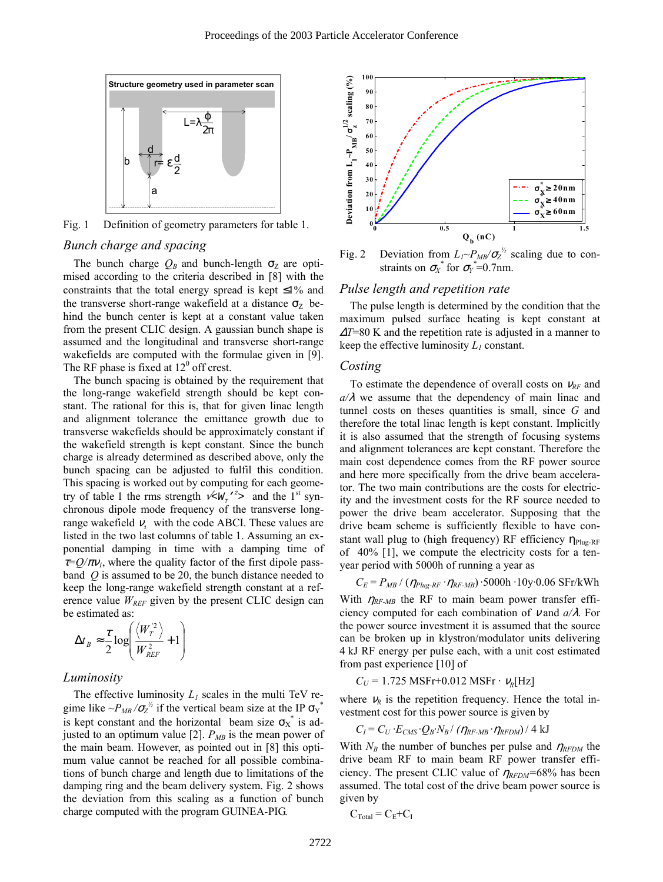Fig. 1 Definition of geometry parameters for table 1.

### Bunch charge and spacing

The bunch charge $Q_B$ and bunch-length $\sigma_Z$ are optimised according to the criteria described in [8] with the constraints that the total energy spread is kept ≤1% and the transverse short-range wakefield at a distance $\sigma_Z$ behind the bunch center is kept at a constant value taken from the present CLIC design. A gaussian bunch shape is assumed and the longitudinal and transverse short-range wakefields are computed with the formulae given in [9]. The RF phase is fixed at $12^0$ off crest.

The bunch spacing is obtained by the requirement that the long-range wakefield strength should be kept constant. The rational for this is, that for given linac length and alignment tolerance the emittance growth due to transverse wakefields should be approximately constant if the wakefield strength is kept constant. Since the bunch charge is already determined as described above, only the bunch spacing can be adjusted to fulfil this condition. This spacing is worked out by computing for each geometry of table 1 the rms strength $\sqrt{\langle W_T'^2 \rangle}$ and the 1st synchronous dipole mode frequency of the transverse long-range wakefield $\nu_1$ with the code ABCI. These values are listed in the two last columns of table 1. Assuming an exponential damping in time with a damping time of $\tau = Q/\pi\nu_1$, where the quality factor of the first dipole passband $Q$ is assumed to be 20, the bunch distance needed to keep the long-range wakefield strength constant at a reference value $W_{REF}$ given by the present CLIC design can be estimated as:

$$\Delta t_B \approx \frac{\tau}{2} \log\left( \frac{\langle W_T'^2 \rangle}{W_{REF}^2} + 1 \right)$$

### Luminosity

The effective luminosity $L_1$ scales in the multi TeV regime like $\sim P_{MB}/\sigma_Z^{1/2}$ if the vertical beam size at the IP $\sigma_Y^*$ is kept constant and the horizontal beam size $\sigma_X^*$ is adjusted to an optimum value [2]. $P_{MB}$ is the mean power of the main beam. However, as pointed out in [8] this optimum value cannot be reached for all possible combinations of bunch charge and length due to limitations of the damping ring and the beam delivery system. Fig. 2 shows the deviation from this scaling as a function of bunch charge computed with the program GUINEA-PIG.

Fig. 2 Deviation from $L_1 \sim P_{MB}/\sigma_Z^{1/2}$ scaling due to constraints on $\sigma_X^*$ for $\sigma_Y^*$=0.7nm.

### Pulse length and repetition rate

The pulse length is determined by the condition that the maximum pulsed surface heating is kept constant at $\Delta T$=80 K and the repetition rate is adjusted in a manner to keep the effective luminosity $L_1$ constant.

### Costing

To estimate the dependence of overall costs on $\nu_{RF}$ and $a/\lambda$ we assume that the dependency of main linac and tunnel costs on theses quantities is small, since $G$ and therefore the total linac length is kept constant. Implicitly it is also assumed that the strength of focusing systems and alignment tolerances are kept constant. Therefore the main cost dependence comes from the RF power source and here more specifically from the drive beam accelerator. The two main contributions are the costs for electricity and the investment costs for the RF source needed to power the drive beam accelerator. Supposing that the drive beam scheme is sufficiently flexible to have constant wall plug to (high frequency) RF efficiency $\eta_{Plug\text{-}RF}$ of 40% [1], we compute the electricity costs for a ten-year period with 5000h of running a year as

$$C_E = P_{MB} / (\eta_{Plug\text{-}RF} \cdot \eta_{RF\text{-}MB}) \cdot 5000\text{h} \cdot 10\text{y} \cdot 0.06 \text{ SFr/kWh}$$

With $\eta_{RF\text{-}MB}$ the RF to main beam power transfer efficiency computed for each combination of $\nu$ and $a/\lambda$. For the power source investment it is assumed that the source can be broken up in klystron/modulator units delivering 4 kJ RF energy per pulse each, with a unit cost estimated from past experience [10] of

$$C_U = 1.725 \text{ MSFr} + 0.012 \text{ MSFr} \cdot \nu_R[\text{Hz}]$$

where $\nu_R$ is the repetition frequency. Hence the total investment cost for this power source is given by

$$C_I = C_U \cdot E_{CMS} \cdot Q_B \cdot N_B / (\eta_{RF\text{-}MB} \cdot \eta_{RFDM}) / 4 \text{ kJ}$$

With $N_B$ the number of bunches per pulse and $\eta_{RFDM}$ the drive beam RF to main beam RF power transfer efficiency. The present CLIC value of $\eta_{RFDM}$=68% has been assumed. The total cost of the drive beam power source is given by

$$C_{Total} = C_E + C_I$$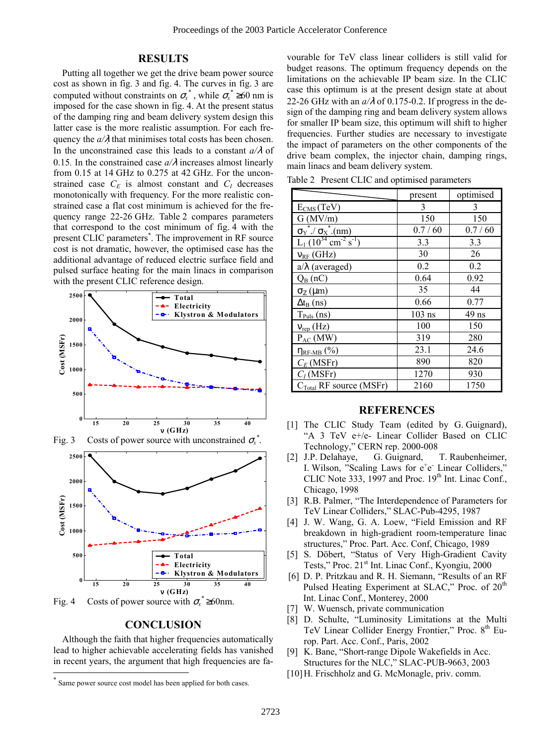## RESULTS

Putting all together we get the drive beam power source cost as shown in fig. 3 and fig. 4. The curves in fig. 3 are computed without constraints on $\sigma_x^*$, while $\sigma_x^* \geq 60$ nm is imposed for the case shown in fig. 4. At the present status of the damping ring and beam delivery system design this latter case is the more realistic assumption. For each frequency the $a/\lambda$ that minimises total costs has been chosen. In the unconstrained case this leads to a constant $a/\lambda$ of 0.15. In the constrained case $a/\lambda$ increases almost linearly from 0.15 at 14 GHz to 0.275 at 42 GHz. For the unconstrained case $C_E$ is almost constant and $C_I$ decreases monotonically with frequency. For the more realistic constrained case a flat cost minimum is achieved for the frequency range 22-26 GHz. Table 2 compares parameters that correspond to the cost minimum of fig. 4 with the present CLIC parameters*. The improvement in RF source cost is not dramatic, however, the optimised case has the additional advantage of reduced electric surface field and pulsed surface heating for the main linacs in comparison with the present CLIC reference design.

2500
2000
1500
1000
500
0
Cost (MSFr)
15 20 25 30 35 40
ν (GHz)
Total
Electricity
Klystron & Modulators

Fig. 3 Costs of power source with unconstrained $\sigma_x^*$.

2500
2000
1500
1000
500
0
Cost (MSFr)
15 20 25 30 35 40
ν (GHz)
Total
Electricity
Klystron & Modulators

Fig. 4 Costs of power source with $\sigma_x^* \geq 60$nm.

## CONCLUSION

Although the faith that higher frequencies automatically lead to higher achievable accelerating fields has vanished in recent years, the argument that high frequencies are favourable for TeV class linear colliders is still valid for budget reasons. The optimum frequency depends on the limitations on the achievable IP beam size. In the CLIC case this optimum is at the present design state at about 22-26 GHz with an $a/\lambda$ of 0.175-0.2. If progress in the design of the damping ring and beam delivery system allows for smaller IP beam size, this optimum will shift to higher frequencies. Further studies are necessary to investigate the impact of parameters on the other components of the drive beam complex, the injector chain, damping rings, main linacs and beam delivery system.

Table 2 Present CLIC and optimised parameters

| | present | optimised |
|---|---|---|
| $E_{CMS}$ (TeV) | 3 | 3 |
| G (MV/m) | 150 | 150 |
| $\sigma_Y^*$./ $\sigma_X^*$.(nm) | 0.7 / 60 | 0.7 / 60 |
| $L_1$ ($10^{34}$ cm$^{-2}$ s$^{-1}$) | 3.3 | 3.3 |
| $\nu_{RF}$ (GHz) | 30 | 26 |
| a/λ (averaged) | 0.2 | 0.2 |
| $Q_B$ (nC) | 0.64 | 0.92 |
| $\sigma_Z$ (μm) | 35 | 44 |
| $\Delta t_B$ (ns) | 0.66 | 0.77 |
| $T_{Puls}$ (ns) | 103 ns | 49 ns |
| $\nu_{rep}$ (Hz) | 100 | 150 |
| $P_{AC}$ (MW) | 319 | 280 |
| $\eta_{RF\text{-}MB}$ (%) | 23.1 | 24.6 |
| $C_E$ (MSFr) | 890 | 820 |
| $C_I$ (MSFr) | 1270 | 930 |
| $C_{Total}$ RF source (MSFr) | 2160 | 1750 |

## REFERENCES

[1] The CLIC Study Team (edited by G. Guignard), "A 3 TeV e+/e- Linear Collider Based on CLIC Technology," CERN rep. 2000-008

[2] J.P. Delahaye, G. Guignard, T. Raubenheimer, I. Wilson, "Scaling Laws for e+e- Linear Colliders," CLIC Note 333, 1997 and Proc. 19th Int. Linac Conf., Chicago, 1998

[3] R.B. Palmer, "The Interdependence of Parameters for TeV Linear Colliders," SLAC-Pub-4295, 1987

[4] J. W. Wang, G. A. Loew, "Field Emission and RF breakdown in high-gradient room-temperature linac structures," Proc. Part. Acc. Conf, Chicago, 1989

[5] S. Döbert, "Status of Very High-Gradient Cavity Tests," Proc. 21st Int. Linac Conf., Kyongiu, 2000

[6] D. P. Pritzkau and R. H. Siemann, "Results of an RF Pulsed Heating Experiment at SLAC," Proc. of 20th Int. Linac Conf., Monterey, 2000

[7] W. Wuensch, private communication

[8] D. Schulte, "Luminosity Limitations at the Multi TeV Linear Collider Energy Frontier," Proc. 8th Europ. Part. Acc. Conf., Paris, 2002

[9] K. Bane, "Short-range Dipole Wakefields in Acc. Structures for the NLC," SLAC-PUB-9663, 2003

[10] H. Frischholz and G. McMonagle, priv. comm.

* Same power source cost model has been applied for both cases.